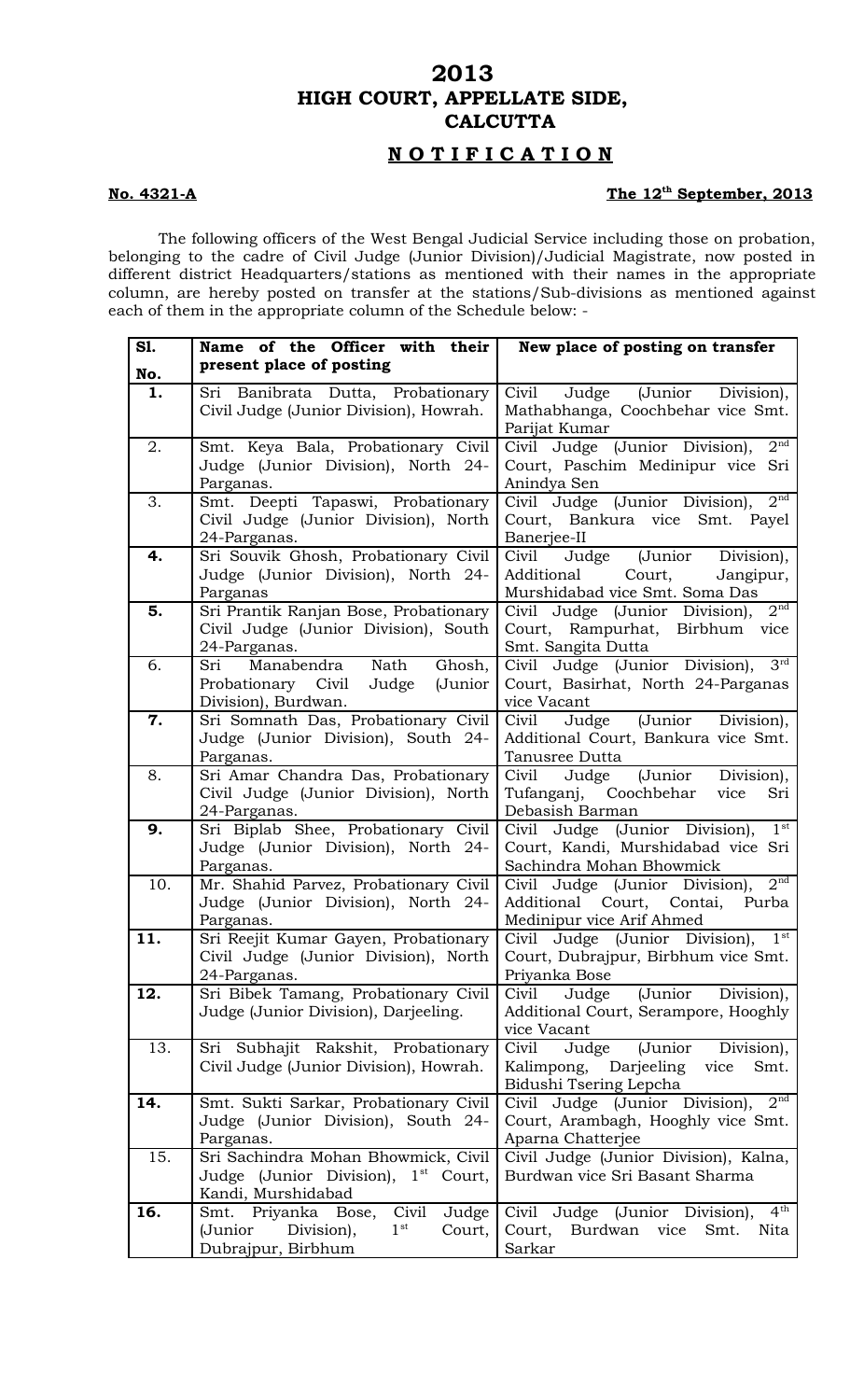# 2013
# HIGH COURT, APPELLATE SIDE, CALCUTTA

## NOTIFICATION

**No. 4321-A** **The 12th September, 2013**

The following officers of the West Bengal Judicial Service including those on probation, belonging to the cadre of Civil Judge (Junior Division)/Judicial Magistrate, now posted in different district Headquarters/stations as mentioned with their names in the appropriate column, are hereby posted on transfer at the stations/Sub-divisions as mentioned against each of them in the appropriate column of the Schedule below: -

| Sl. No. | Name of the Officer with their present place of posting | New place of posting on transfer |
|---|---|---|
| 1. | Sri Banibrata Dutta, Probationary Civil Judge (Junior Division), Howrah. | Civil Judge (Junior Division), Mathabhanga, Coochbehar vice Smt. Parijat Kumar |
| 2. | Smt. Keya Bala, Probationary Civil Judge (Junior Division), North 24-Parganas. | Civil Judge (Junior Division), 2nd Court, Paschim Medinipur vice Sri Anindya Sen |
| 3. | Smt. Deepti Tapaswi, Probationary Civil Judge (Junior Division), North 24-Parganas. | Civil Judge (Junior Division), 2nd Court, Bankura vice Smt. Payel Banerjee-II |
| 4. | Sri Souvik Ghosh, Probationary Civil Judge (Junior Division), North 24-Parganas | Civil Judge (Junior Division), Additional Court, Jangipur, Murshidabad vice Smt. Soma Das |
| 5. | Sri Prantik Ranjan Bose, Probationary Civil Judge (Junior Division), South 24-Parganas. | Civil Judge (Junior Division), 2nd Court, Rampurhat, Birbhum vice Smt. Sangita Dutta |
| 6. | Sri Manabendra Nath Ghosh, Probationary Civil Judge (Junior Division), Burdwan. | Civil Judge (Junior Division), 3rd Court, Basirhat, North 24-Parganas vice Vacant |
| 7. | Sri Somnath Das, Probationary Civil Judge (Junior Division), South 24-Parganas. | Civil Judge (Junior Division), Additional Court, Bankura vice Smt. Tanusree Dutta |
| 8. | Sri Amar Chandra Das, Probationary Civil Judge (Junior Division), North 24-Parganas. | Civil Judge (Junior Division), Tufanganj, Coochbehar vice Sri Debasish Barman |
| 9. | Sri Biplab Shee, Probationary Civil Judge (Junior Division), North 24-Parganas. | Civil Judge (Junior Division), 1st Court, Kandi, Murshidabad vice Sri Sachindra Mohan Bhowmick |
| 10. | Mr. Shahid Parvez, Probationary Civil Judge (Junior Division), North 24-Parganas. | Civil Judge (Junior Division), 2nd Additional Court, Contai, Purba Medinipur vice Arif Ahmed |
| 11. | Sri Reejit Kumar Gayen, Probationary Civil Judge (Junior Division), North 24-Parganas. | Civil Judge (Junior Division), 1st Court, Dubrajpur, Birbhum vice Smt. Priyanka Bose |
| 12. | Sri Bibek Tamang, Probationary Civil Judge (Junior Division), Darjeeling. | Civil Judge (Junior Division), Additional Court, Serampore, Hooghly vice Vacant |
| 13. | Sri Subhajit Rakshit, Probationary Civil Judge (Junior Division), Howrah. | Civil Judge (Junior Division), Kalimpong, Darjeeling vice Smt. Bidushi Tsering Lepcha |
| 14. | Smt. Sukti Sarkar, Probationary Civil Judge (Junior Division), South 24-Parganas. | Civil Judge (Junior Division), 2nd Court, Arambagh, Hooghly vice Smt. Aparna Chatterjee |
| 15. | Sri Sachindra Mohan Bhowmick, Civil Judge (Junior Division), 1st Court, Kandi, Murshidabad | Civil Judge (Junior Division), Kalna, Burdwan vice Sri Basant Sharma |
| 16. | Smt. Priyanka Bose, Civil Judge (Junior Division), 1st Court, Dubrajpur, Birbhum | Civil Judge (Junior Division), 4th Court, Burdwan vice Smt. Nita Sarkar |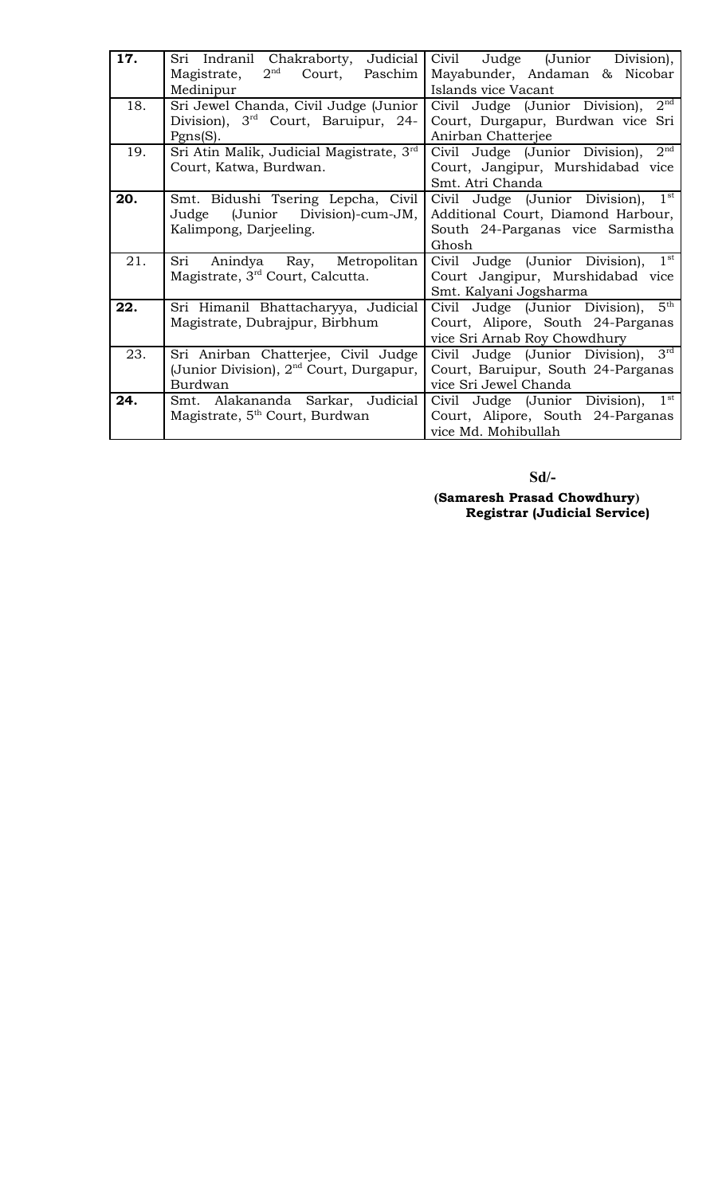| | | |
|---|---|---|
| **17.** | Sri Indranil Chakraborty, Judicial Magistrate, 2nd Court, Paschim Medinipur | Civil Judge (Junior Division), Mayabunder, Andaman & Nicobar Islands vice Vacant |
| 18. | Sri Jewel Chanda, Civil Judge (Junior Division), 3rd Court, Baruipur, 24-Pgns(S). | Civil Judge (Junior Division), 2nd Court, Durgapur, Burdwan vice Sri Anirban Chatterjee |
| 19. | Sri Atin Malik, Judicial Magistrate, 3rd Court, Katwa, Burdwan. | Civil Judge (Junior Division), 2nd Court, Jangipur, Murshidabad vice Smt. Atri Chanda |
| **20.** | Smt. Bidushi Tsering Lepcha, Civil Judge (Junior Division)-cum-JM, Kalimpong, Darjeeling. | Civil Judge (Junior Division), 1st Additional Court, Diamond Harbour, South 24-Parganas vice Sarmistha Ghosh |
| 21. | Sri Anindya Ray, Metropolitan Magistrate, 3rd Court, Calcutta. | Civil Judge (Junior Division), 1st Court Jangipur, Murshidabad vice Smt. Kalyani Jogsharma |
| **22.** | Sri Himanil Bhattacharyya, Judicial Magistrate, Dubrajpur, Birbhum | Civil Judge (Junior Division), 5th Court, Alipore, South 24-Parganas vice Sri Arnab Roy Chowdhury |
| 23. | Sri Anirban Chatterjee, Civil Judge (Junior Division), 2nd Court, Durgapur, Burdwan | Civil Judge (Junior Division), 3rd Court, Baruipur, South 24-Parganas vice Sri Jewel Chanda |
| **24.** | Smt. Alakananda Sarkar, Judicial Magistrate, 5th Court, Burdwan | Civil Judge (Junior Division), 1st Court, Alipore, South 24-Parganas vice Md. Mohibullah |

**Sd/-**

**(Samaresh Prasad Chowdhury)**
**Registrar (Judicial Service)**